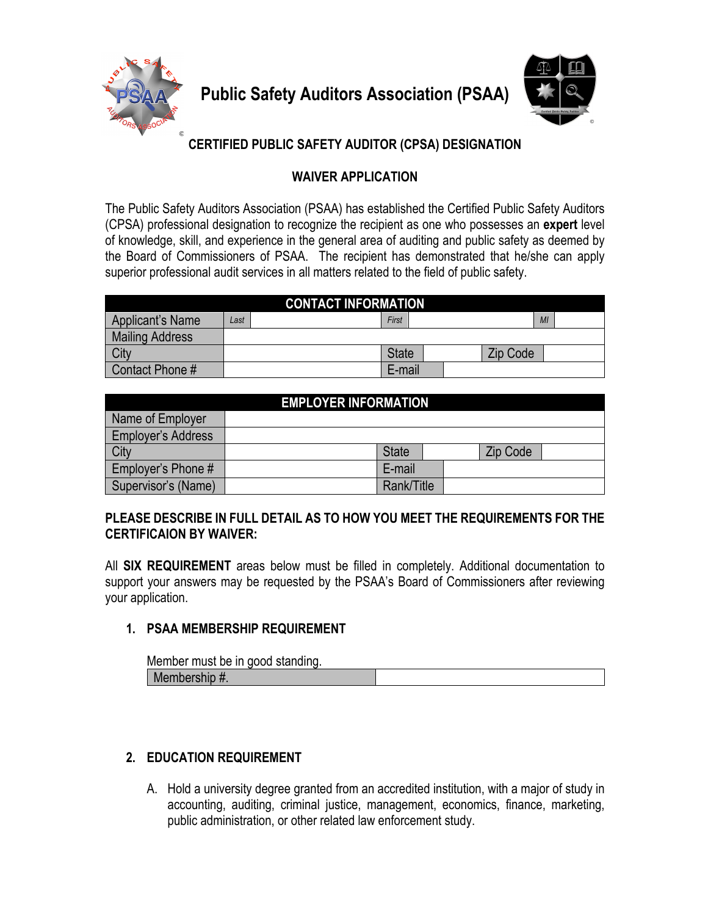# Public Safety Auditors Association (PSAA)

## CERTIFIED PUBLIC SAFETY AUDITOR (CPSA) DESIGNATION

## WAIVER APPLICATION

The Public Safety Auditors Association (PSAA) has established the Certified Public Safety Auditors (CPSA) professional designation to recognize the recipient as one who possesses an **expert** level of knowledge, skill, and experience in the general area of auditing and public safety as deemed by the Board of Commissioners of PSAA. The recipient has demonstrated that he/she can apply superior professional audit services in all matters related to the field of public safety.

| CONTACT INFORMATION | | | | | |
|---|---|---|---|---|---|
| Applicant's Name | *Last* | *First* | | *MI* | |
| Mailing Address | | | | | |
| City | | State | | Zip Code | |
| Contact Phone # | | E-mail | | | |

| EMPLOYER INFORMATION | | | | | |
|---|---|---|---|---|---|
| Name of Employer | | | | | |
| Employer's Address | | | | | |
| City | | State | | Zip Code | |
| Employer's Phone # | | E-mail | | | |
| Supervisor's (Name) | | Rank/Title | | | |

**PLEASE DESCRIBE IN FULL DETAIL AS TO HOW YOU MEET THE REQUIREMENTS FOR THE CERTIFICAION BY WAIVER:**

All **SIX REQUIREMENT** areas below must be filled in completely. Additional documentation to support your answers may be requested by the PSAA's Board of Commissioners after reviewing your application.

1. **PSAA MEMBERSHIP REQUIREMENT**

   Member must be in good standing.

   | Membership #. | |
   |---|---|

2. **EDUCATION REQUIREMENT**

   A. Hold a university degree granted from an accredited institution, with a major of study in accounting, auditing, criminal justice, management, economics, finance, marketing, public administration, or other related law enforcement study.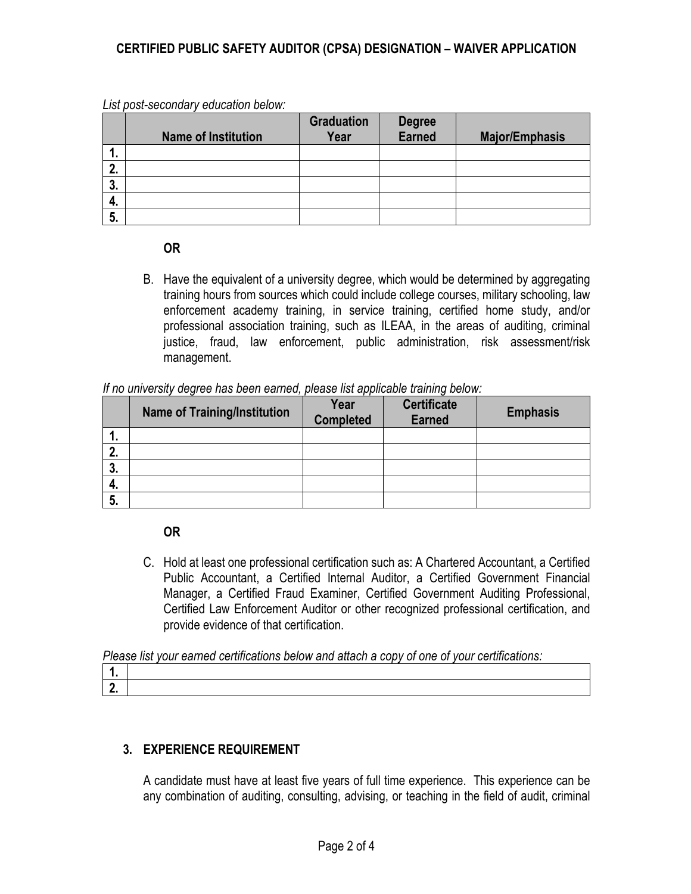*List post-secondary education below:*

| | Name of Institution | Graduation Year | Degree Earned | Major/Emphasis |
|---|---|---|---|---|
| 1. | | | | |
| 2. | | | | |
| 3. | | | | |
| 4. | | | | |
| 5. | | | | |

**OR**

B. Have the equivalent of a university degree, which would be determined by aggregating training hours from sources which could include college courses, military schooling, law enforcement academy training, in service training, certified home study, and/or professional association training, such as ILEAA, in the areas of auditing, criminal justice, fraud, law enforcement, public administration, risk assessment/risk management.

*If no university degree has been earned, please list applicable training below:*

| | Name of Training/Institution | Year Completed | Certificate Earned | Emphasis |
|---|---|---|---|---|
| 1. | | | | |
| 2. | | | | |
| 3. | | | | |
| 4. | | | | |
| 5. | | | | |

**OR**

C. Hold at least one professional certification such as: A Chartered Accountant, a Certified Public Accountant, a Certified Internal Auditor, a Certified Government Financial Manager, a Certified Fraud Examiner, Certified Government Auditing Professional, Certified Law Enforcement Auditor or other recognized professional certification, and provide evidence of that certification.

*Please list your earned certifications below and attach a copy of one of your certifications:*

| | |
|---|---|
| 1. | |
| 2. | |

### 3. EXPERIENCE REQUIREMENT

A candidate must have at least five years of full time experience. This experience can be any combination of auditing, consulting, advising, or teaching in the field of audit, criminal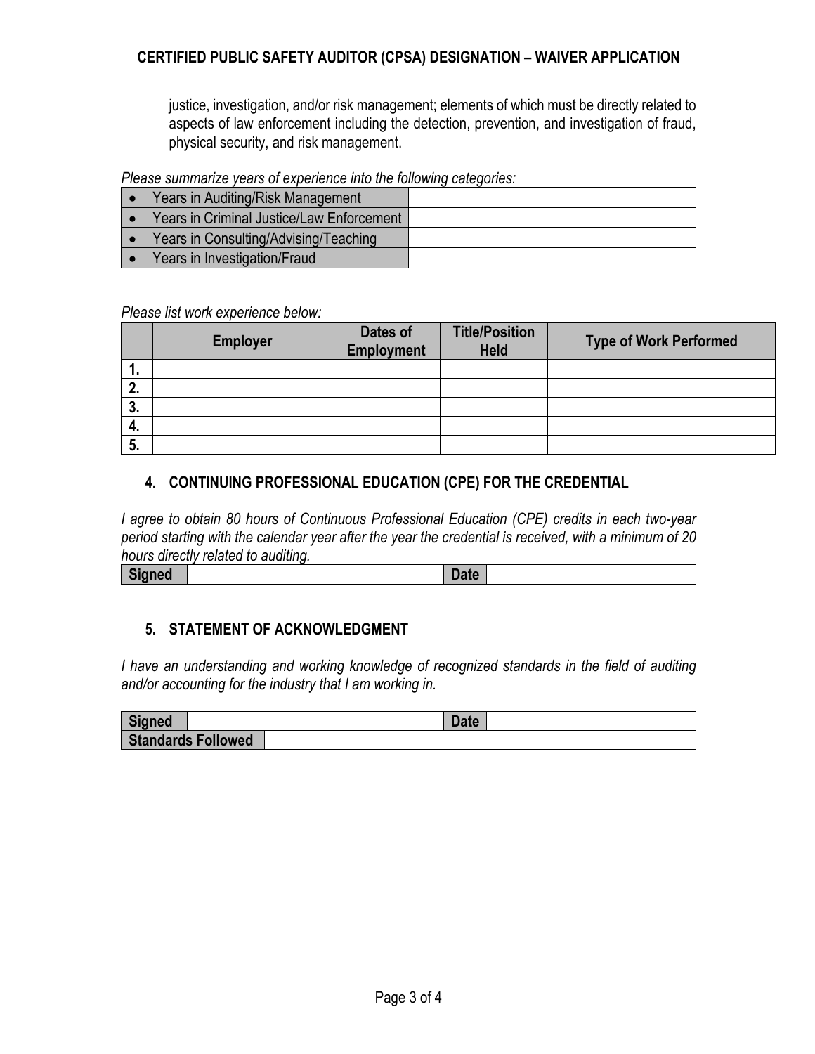justice, investigation, and/or risk management; elements of which must be directly related to aspects of law enforcement including the detection, prevention, and investigation of fraud, physical security, and risk management.

*Please summarize years of experience into the following categories:*

| | |
|---|---|
| • Years in Auditing/Risk Management | |
| • Years in Criminal Justice/Law Enforcement | |
| • Years in Consulting/Advising/Teaching | |
| • Years in Investigation/Fraud | |

*Please list work experience below:*

| | Employer | Dates of Employment | Title/Position Held | Type of Work Performed |
|---|---|---|---|---|
| **1.** | | | | |
| **2.** | | | | |
| **3.** | | | | |
| **4.** | | | | |
| **5.** | | | | |

## 4. CONTINUING PROFESSIONAL EDUCATION (CPE) FOR THE CREDENTIAL

*I agree to obtain 80 hours of Continuous Professional Education (CPE) credits in each two-year period starting with the calendar year after the year the credential is received, with a minimum of 20 hours directly related to auditing.*

| **Signed** | | **Date** | |
|---|---|---|---|

## 5. STATEMENT OF ACKNOWLEDGMENT

*I have an understanding and working knowledge of recognized standards in the field of auditing and/or accounting for the industry that I am working in.*

| **Signed** | | **Date** | |
|---|---|---|---|
| **Standards Followed** | | | |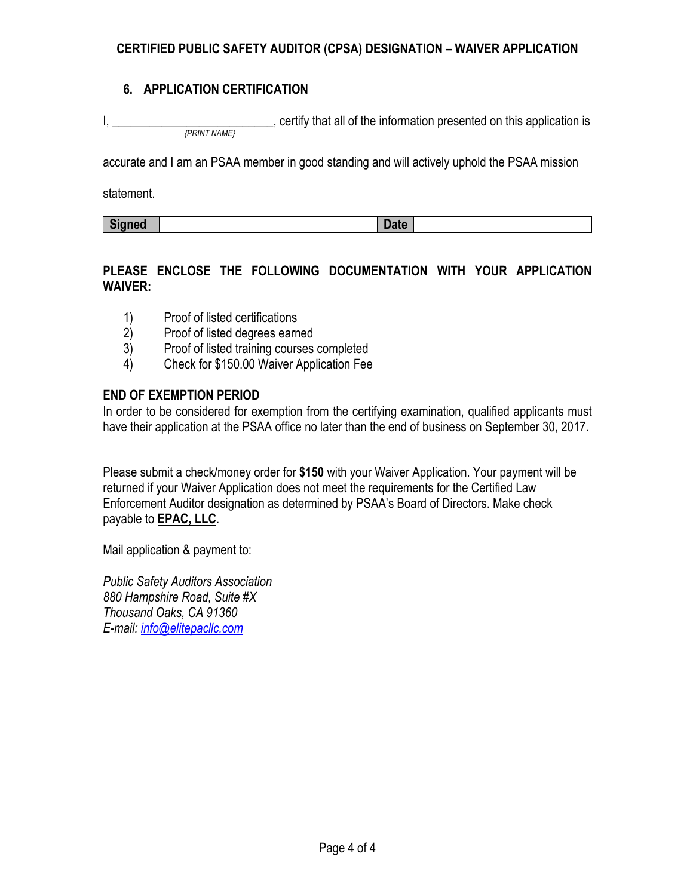CERTIFIED PUBLIC SAFETY AUDITOR (CPSA) DESIGNATION – WAIVER APPLICATION

## 6. APPLICATION CERTIFICATION

I, ___________________________ {PRINT NAME}, certify that all of the information presented on this application is accurate and I am an PSAA member in good standing and will actively uphold the PSAA mission statement.

| **Signed** | | **Date** | |
|---|---|---|---|

**PLEASE ENCLOSE THE FOLLOWING DOCUMENTATION WITH YOUR APPLICATION WAIVER:**

1) Proof of listed certifications
2) Proof of listed degrees earned
3) Proof of listed training courses completed
4) Check for $150.00 Waiver Application Fee

**END OF EXEMPTION PERIOD**

In order to be considered for exemption from the certifying examination, qualified applicants must have their application at the PSAA office no later than the end of business on September 30, 2017.

Please submit a check/money order for **$150** with your Waiver Application. Your payment will be returned if your Waiver Application does not meet the requirements for the Certified Law Enforcement Auditor designation as determined by PSAA's Board of Directors. Make check payable to **EPAC, LLC**.

Mail application & payment to:

*Public Safety Auditors Association*
*880 Hampshire Road, Suite #X*
*Thousand Oaks, CA 91360*
*E-mail: info@elitepacllc.com*